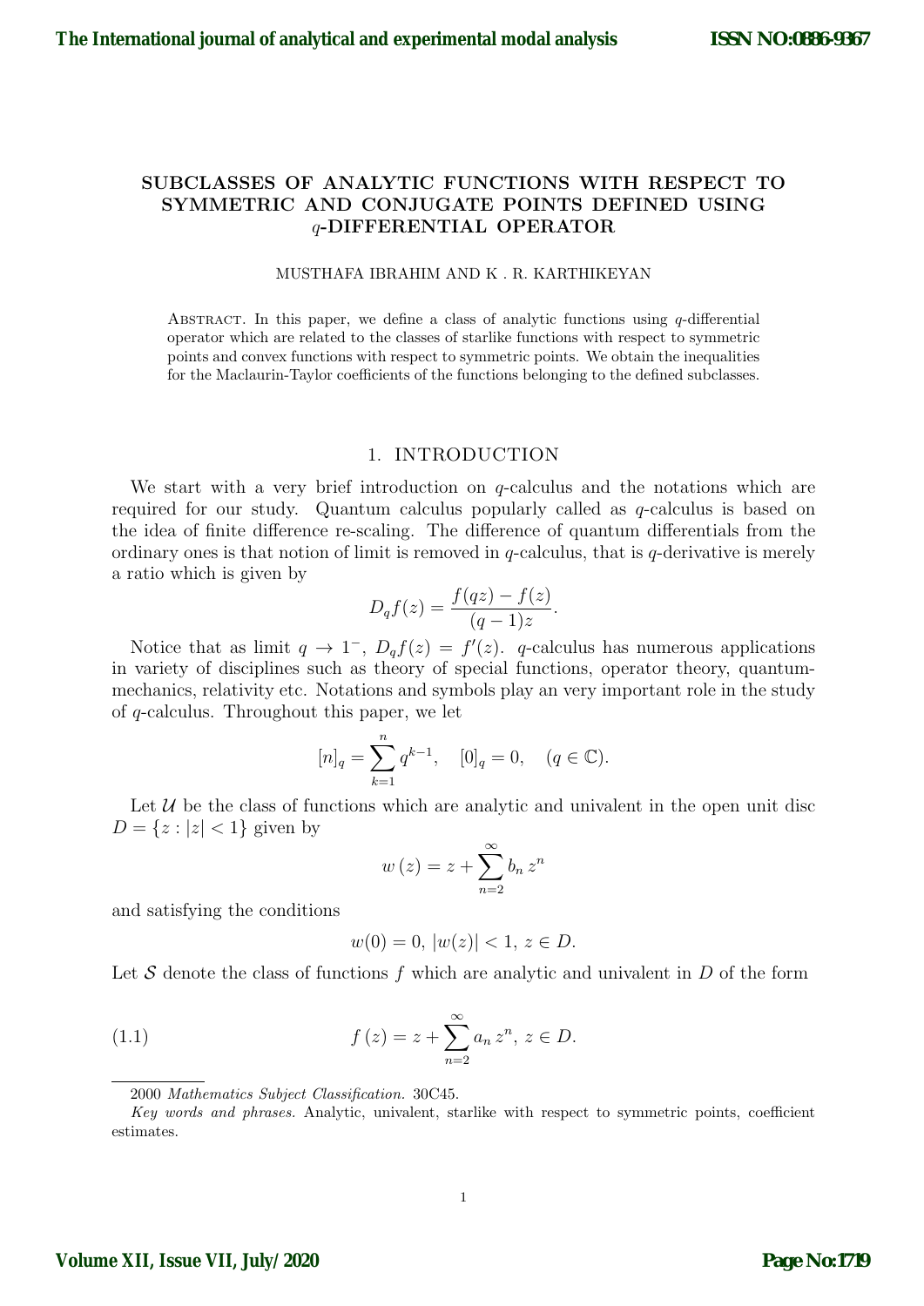# SUBCLASSES OF ANALYTIC FUNCTIONS WITH RESPECT TO SYMMETRIC AND CONJUGATE POINTS DEFINED USING $q$-DIFFERENTIAL OPERATOR

MUSTHAFA IBRAHIM AND K . R. KARTHIKEYAN

Abstract. In this paper, we define a class of analytic functions using $q$-differential operator which are related to the classes of starlike functions with respect to symmetric points and convex functions with respect to symmetric points. We obtain the inequalities for the Maclaurin-Taylor coefficients of the functions belonging to the defined subclasses.

## 1. INTRODUCTION

We start with a very brief introduction on $q$-calculus and the notations which are required for our study. Quantum calculus popularly called as $q$-calculus is based on the idea of finite difference re-scaling. The difference of quantum differentials from the ordinary ones is that notion of limit is removed in $q$-calculus, that is $q$-derivative is merely a ratio which is given by

$$D_q f(z) = \frac{f(qz) - f(z)}{(q-1)z}.$$

Notice that as limit $q \to 1^-$, $D_q f(z) = f'(z)$. $q$-calculus has numerous applications in variety of disciplines such as theory of special functions, operator theory, quantum-mechanics, relativity etc. Notations and symbols play an very important role in the study of $q$-calculus. Throughout this paper, we let

$$[n]_q = \sum_{k=1}^{n} q^{k-1}, \quad [0]_q = 0, \quad (q \in \mathbb{C}).$$

Let $\mathcal{U}$ be the class of functions which are analytic and univalent in the open unit disc $D = \{z : |z| < 1\}$ given by

$$w(z) = z + \sum_{n=2}^{\infty} b_n z^n$$

and satisfying the conditions

$$w(0) = 0,\ |w(z)| < 1,\ z \in D.$$

Let $\mathcal{S}$ denote the class of functions $f$ which are analytic and univalent in $D$ of the form

$$f(z) = z + \sum_{n=2}^{\infty} a_n z^n,\ z \in D. \tag{1.1}$$

2000 *Mathematics Subject Classification.* 30C45.

*Key words and phrases.* Analytic, univalent, starlike with respect to symmetric points, coefficient estimates.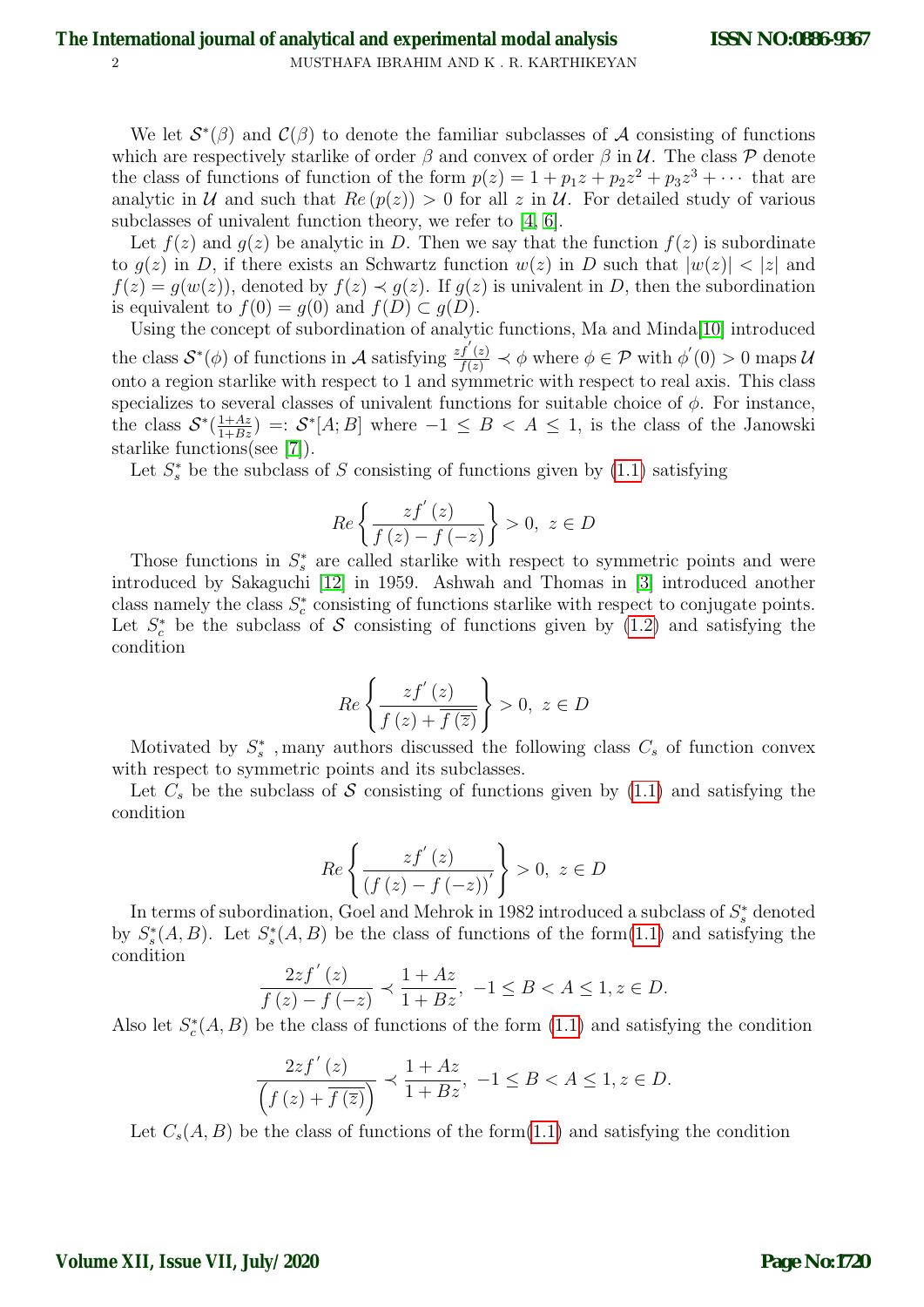We let $\mathcal{S}^*(\beta)$ and $\mathcal{C}(\beta)$ to denote the familiar subclasses of $\mathcal{A}$ consisting of functions which are respectively starlike of order $\beta$ and convex of order $\beta$ in $\mathcal{U}$. The class $\mathcal{P}$ denote the class of functions of function of the form $p(z) = 1 + p_1 z + p_2 z^2 + p_3 z^3 + \cdots$ that are analytic in $\mathcal{U}$ and such that $Re\,(p(z)) > 0$ for all $z$ in $\mathcal{U}$. For detailed study of various subclasses of univalent function theory, we refer to [4, 6].

Let $f(z)$ and $g(z)$ be analytic in $D$. Then we say that the function $f(z)$ is subordinate to $g(z)$ in $D$, if there exists an Schwartz function $w(z)$ in $D$ such that $|w(z)| < |z|$ and $f(z) = g(w(z))$, denoted by $f(z) \prec g(z)$. If $g(z)$ is univalent in $D$, then the subordination is equivalent to $f(0) = g(0)$ and $f(D) \subset g(D)$.

Using the concept of subordination of analytic functions, Ma and Minda[10] introduced the class $\mathcal{S}^*(\phi)$ of functions in $\mathcal{A}$ satisfying $\frac{zf'(z)}{f(z)} \prec \phi$ where $\phi \in \mathcal{P}$ with $\phi'(0) > 0$ maps $\mathcal{U}$ onto a region starlike with respect to 1 and symmetric with respect to real axis. This class specializes to several classes of univalent functions for suitable choice of $\phi$. For instance, the class $\mathcal{S}^*(\frac{1+Az}{1+Bz}) =: \mathcal{S}^*[A; B]$ where $-1 \leq B < A \leq 1$, is the class of the Janowski starlike functions(see [7]).

Let $S_s^*$ be the subclass of $S$ consisting of functions given by (1.1) satisfying

$$Re\left\{\frac{zf'(z)}{f(z) - f(-z)}\right\} > 0,\ z \in D$$

Those functions in $S_s^*$ are called starlike with respect to symmetric points and were introduced by Sakaguchi [12] in 1959. Ashwah and Thomas in [3] introduced another class namely the class $S_c^*$ consisting of functions starlike with respect to conjugate points. Let $S_c^*$ be the subclass of $\mathcal{S}$ consisting of functions given by (1.2) and satisfying the condition

$$Re\left\{\frac{zf'(z)}{f(z) + \overline{f(\overline{z})}}\right\} > 0,\ z \in D$$

Motivated by $S_s^*$ , many authors discussed the following class $C_s$ of function convex with respect to symmetric points and its subclasses.

Let $C_s$ be the subclass of $\mathcal{S}$ consisting of functions given by (1.1) and satisfying the condition

$$Re\left\{\frac{zf'(z)}{(f(z) - f(-z))'}\right\} > 0,\ z \in D$$

In terms of subordination, Goel and Mehrok in 1982 introduced a subclass of $S_s^*$ denoted by $S_s^*(A, B)$. Let $S_s^*(A, B)$ be the class of functions of the form(1.1) and satisfying the condition

$$\frac{2zf'(z)}{f(z) - f(-z)} \prec \frac{1 + Az}{1 + Bz},\ -1 \leq B < A \leq 1, z \in D.$$

Also let $S_c^*(A, B)$ be the class of functions of the form (1.1) and satisfying the condition

$$\frac{2zf'(z)}{\left(f(z) + \overline{f(\overline{z})}\right)} \prec \frac{1 + Az}{1 + Bz},\ -1 \leq B < A \leq 1, z \in D.$$

Let $C_s(A, B)$ be the class of functions of the form(1.1) and satisfying the condition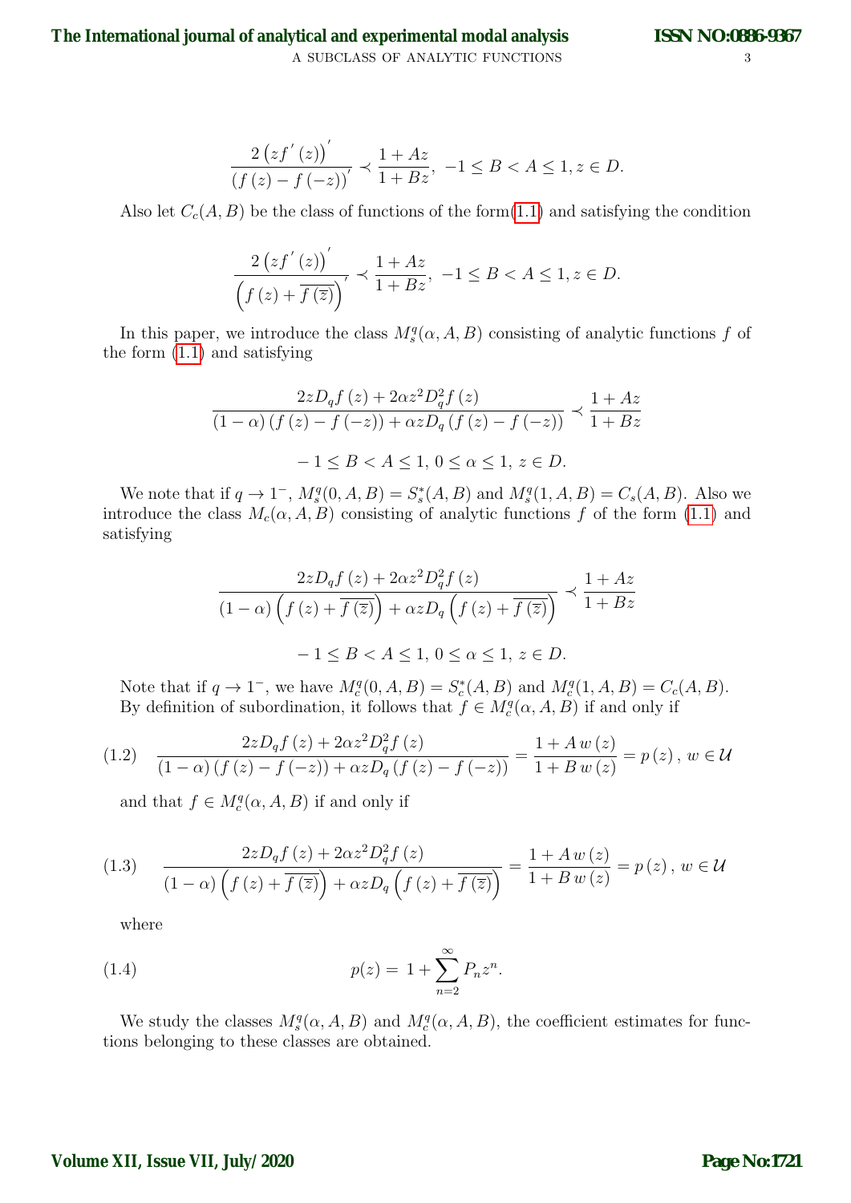$$\frac{2\left(zf^{'}\left(z\right)\right)^{'}}{\left(f\left(z\right)-f\left(-z\right)\right)^{'}}\prec\frac{1+Az}{1+Bz},\ -1\leq B<A\leq 1, z\in D.$$

Also let $C_c(A,B)$ be the class of functions of the form(1.1) and satisfying the condition

$$\frac{2\left(zf^{'}\left(z\right)\right)^{'}}{\left(f\left(z\right)+\overline{f\left(\overline{z}\right)}\right)^{'}}\prec\frac{1+Az}{1+Bz},\ -1\leq B<A\leq 1, z\in D.$$

In this paper, we introduce the class $M_s^q(\alpha,A,B)$ consisting of analytic functions $f$ of the form (1.1) and satisfying

$$\frac{2zD_qf\left(z\right)+2\alpha z^2D_q^2f\left(z\right)}{\left(1-\alpha\right)\left(f\left(z\right)-f\left(-z\right)\right)+\alpha zD_q\left(f\left(z\right)-f\left(-z\right)\right)}\prec\frac{1+Az}{1+Bz}$$

$$-1\leq B<A\leq 1,\ 0\leq\alpha\leq 1,\ z\in D.$$

We note that if $q\to 1^-$, $M_s^q(0,A,B)=S_s^*(A,B)$ and $M_s^q(1,A,B)=C_s(A,B)$. Also we introduce the class $M_c(\alpha,A,B)$ consisting of analytic functions $f$ of the form (1.1) and satisfying

$$\frac{2zD_qf\left(z\right)+2\alpha z^2D_q^2f\left(z\right)}{\left(1-\alpha\right)\left(f\left(z\right)+\overline{f\left(\overline{z}\right)}\right)+\alpha zD_q\left(f\left(z\right)+\overline{f\left(\overline{z}\right)}\right)}\prec\frac{1+Az}{1+Bz}$$

$$-1\leq B<A\leq 1,\ 0\leq\alpha\leq 1,\ z\in D.$$

Note that if $q\to 1^-$, we have $M_c^q(0,A,B)=S_c^*(A,B)$ and $M_c^q(1,A,B)=C_c(A,B)$.
By definition of subordination, it follows that $f\in M_c^q(\alpha,A,B)$ if and only if

$$\frac{2zD_qf\left(z\right)+2\alpha z^2D_q^2f\left(z\right)}{\left(1-\alpha\right)\left(f\left(z\right)-f\left(-z\right)\right)+\alpha zD_q\left(f\left(z\right)-f\left(-z\right)\right)}=\frac{1+A\,w\left(z\right)}{1+B\,w\left(z\right)}=p\left(z\right),\ w\in\mathcal{U}\tag{1.2}$$

and that $f\in M_c^q(\alpha,A,B)$ if and only if

$$\frac{2zD_qf\left(z\right)+2\alpha z^2D_q^2f\left(z\right)}{\left(1-\alpha\right)\left(f\left(z\right)+\overline{f\left(\overline{z}\right)}\right)+\alpha zD_q\left(f\left(z\right)+\overline{f\left(\overline{z}\right)}\right)}=\frac{1+A\,w\left(z\right)}{1+B\,w\left(z\right)}=p\left(z\right),\ w\in\mathcal{U}\tag{1.3}$$

where

$$p(z)=\ 1+\sum_{n=2}^{\infty}P_nz^n.\tag{1.4}$$

We study the classes $M_s^q(\alpha,A,B)$ and $M_c^q(\alpha,A,B)$, the coefficient estimates for functions belonging to these classes are obtained.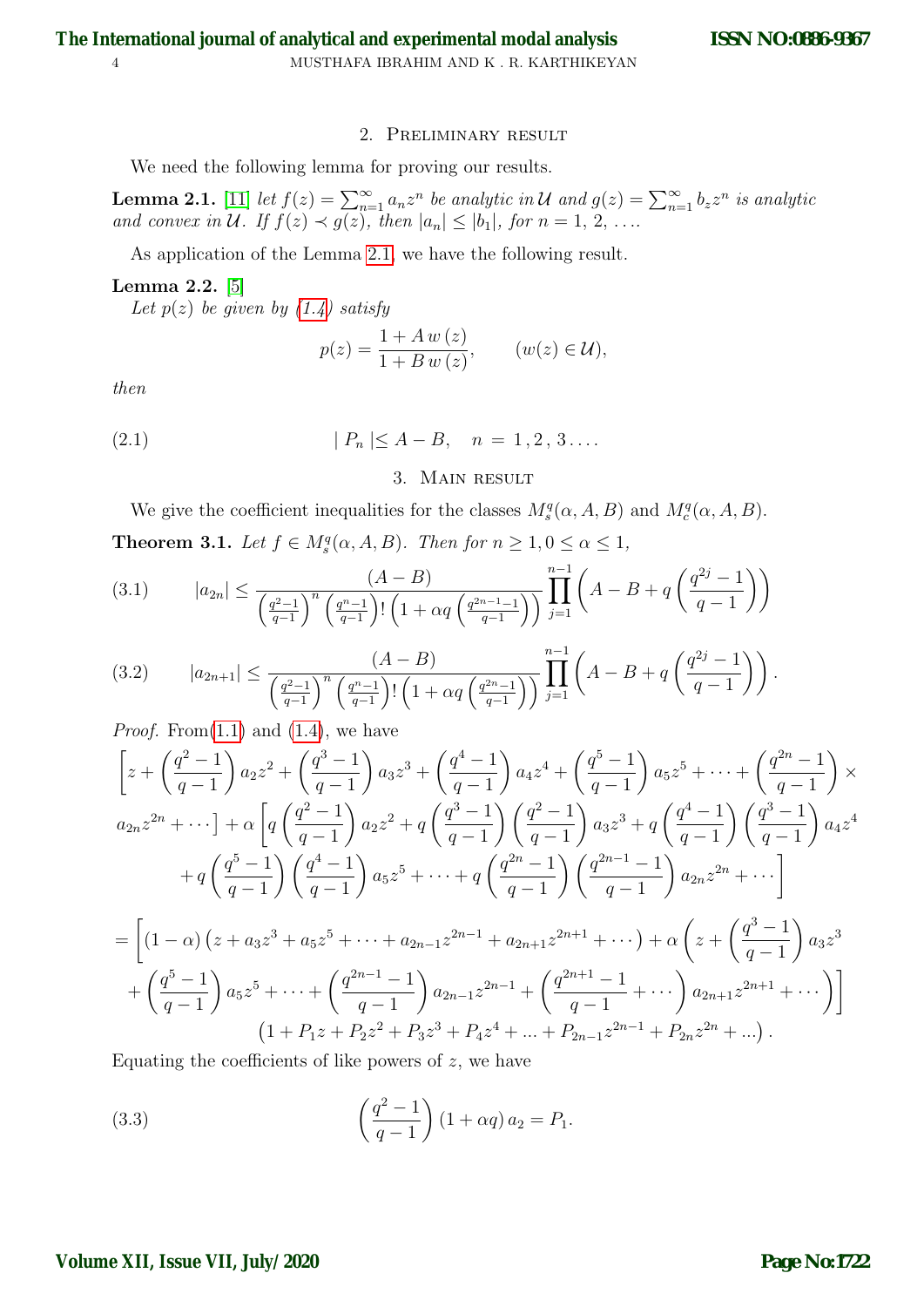## 2. Preliminary result

We need the following lemma for proving our results.

**Lemma 2.1.** [11] *let $f(z) = \sum_{n=1}^{\infty} a_n z^n$ be analytic in $\mathcal{U}$ and $g(z) = \sum_{n=1}^{\infty} b_z z^n$ is analytic and convex in $\mathcal{U}$. If $f(z) \prec g(z)$, then $|a_n| \leq |b_1|$, for $n = 1, 2, \ldots$.*

As application of the Lemma 2.1, we have the following result.

**Lemma 2.2.** [5]
*Let $p(z)$ be given by (1.4) satisfy*

$$p(z) = \frac{1 + A\,w\,(z)}{1 + B\,w\,(z)}, \qquad (w(z) \in \mathcal{U}),$$

*then*

$$| \, P_n \, | \leq A - B, \quad n \, = \, 1 \, , 2 \, , \, 3 \ldots . \tag{2.1}$$

## 3. Main result

We give the coefficient inequalities for the classes $M_s^q(\alpha, A, B)$ and $M_c^q(\alpha, A, B)$.

**Theorem 3.1.** *Let $f \in M_s^q(\alpha, A, B)$. Then for $n \geq 1, 0 \leq \alpha \leq 1$,*

$$|a_{2n}| \leq \frac{(A-B)}{\left(\frac{q^2-1}{q-1}\right)^n \left(\frac{q^n-1}{q-1}\right)! \left(1 + \alpha q \left(\frac{q^{2n-1}-1}{q-1}\right)\right)} \prod_{j=1}^{n-1} \left(A - B + q\left(\frac{q^{2j}-1}{q-1}\right)\right) \tag{3.1}$$

$$|a_{2n+1}| \leq \frac{(A-B)}{\left(\frac{q^2-1}{q-1}\right)^n \left(\frac{q^n-1}{q-1}\right)! \left(1 + \alpha q \left(\frac{q^{2n}-1}{q-1}\right)\right)} \prod_{j=1}^{n-1} \left(A - B + q\left(\frac{q^{2j}-1}{q-1}\right)\right). \tag{3.2}$$

*Proof.* From(1.1) and (1.4), we have

$$\left[z + \left(\frac{q^2-1}{q-1}\right) a_2 z^2 + \left(\frac{q^3-1}{q-1}\right) a_3 z^3 + \left(\frac{q^4-1}{q-1}\right) a_4 z^4 + \left(\frac{q^5-1}{q-1}\right) a_5 z^5 + \cdots + \left(\frac{q^{2n}-1}{q-1}\right) \times \right.$$
$$\left. a_{2n} z^{2n} + \cdots \right] + \alpha \left[ q\left(\frac{q^2-1}{q-1}\right) a_2 z^2 + q\left(\frac{q^3-1}{q-1}\right)\left(\frac{q^2-1}{q-1}\right) a_3 z^3 + q\left(\frac{q^4-1}{q-1}\right)\left(\frac{q^3-1}{q-1}\right) a_4 z^4 \right.$$
$$\left. + q\left(\frac{q^5-1}{q-1}\right)\left(\frac{q^4-1}{q-1}\right) a_5 z^5 + \cdots + q\left(\frac{q^{2n}-1}{q-1}\right)\left(\frac{q^{2n-1}-1}{q-1}\right) a_{2n} z^{2n} + \cdots \right]$$

$$= \left[ (1-\alpha)\left(z + a_3 z^3 + a_5 z^5 + \cdots + a_{2n-1} z^{2n-1} + a_{2n+1} z^{2n+1} + \cdots\right) + \alpha \left( z + \left(\frac{q^3-1}{q-1}\right) a_3 z^3 \right. \right.$$
$$\left. \left. + \left(\frac{q^5-1}{q-1}\right) a_5 z^5 + \cdots + \left(\frac{q^{2n-1}-1}{q-1}\right) a_{2n-1} z^{2n-1} + \left(\frac{q^{2n+1}-1}{q-1} + \cdots\right) a_{2n+1} z^{2n+1} + \cdots \right) \right]$$
$$\left(1 + P_1 z + P_2 z^2 + P_3 z^3 + P_4 z^4 + \ldots + P_{2n-1} z^{2n-1} + P_{2n} z^{2n} + \ldots\right).$$

Equating the coefficients of like powers of $z$, we have

$$\left(\frac{q^2-1}{q-1}\right)(1 + \alpha q)\, a_2 = P_1. \tag{3.3}$$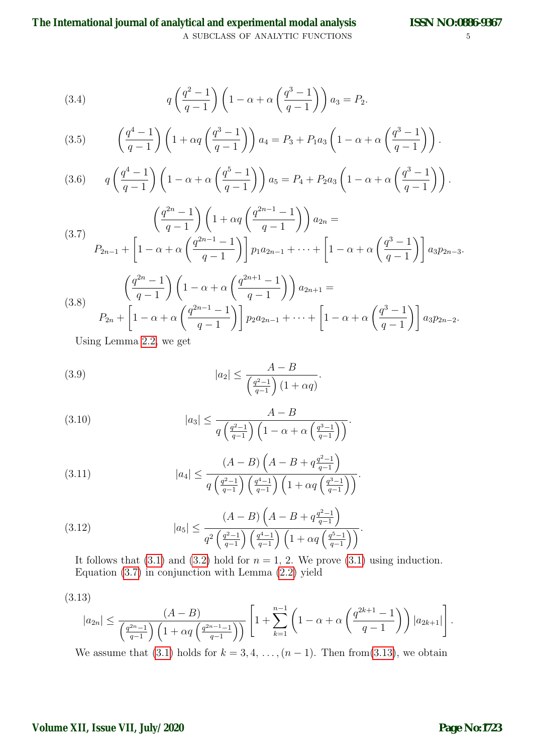$$q\left(\frac{q^2-1}{q-1}\right)\left(1-\alpha+\alpha\left(\frac{q^3-1}{q-1}\right)\right)a_3 = P_2. \tag{3.4}$$

$$\left(\frac{q^4-1}{q-1}\right)\left(1+\alpha q\left(\frac{q^3-1}{q-1}\right)\right)a_4 = P_3 + P_1 a_3\left(1-\alpha+\alpha\left(\frac{q^3-1}{q-1}\right)\right). \tag{3.5}$$

$$q\left(\frac{q^4-1}{q-1}\right)\left(1-\alpha+\alpha\left(\frac{q^5-1}{q-1}\right)\right)a_5 = P_4 + P_2 a_3\left(1-\alpha+\alpha\left(\frac{q^3-1}{q-1}\right)\right). \tag{3.6}$$

$$\begin{gathered}\left(\frac{q^{2n}-1}{q-1}\right)\left(1+\alpha q\left(\frac{q^{2n-1}-1}{q-1}\right)\right)a_{2n} = \\ P_{2n-1} + \left[1-\alpha+\alpha\left(\frac{q^{2n-1}-1}{q-1}\right)\right]p_1 a_{2n-1} + \cdots + \left[1-\alpha+\alpha\left(\frac{q^3-1}{q-1}\right)\right]a_3 p_{2n-3}.\end{gathered} \tag{3.7}$$

$$\begin{gathered}\left(\frac{q^{2n}-1}{q-1}\right)\left(1-\alpha+\alpha\left(\frac{q^{2n+1}-1}{q-1}\right)\right)a_{2n+1} = \\ P_{2n} + \left[1-\alpha+\alpha\left(\frac{q^{2n-1}-1}{q-1}\right)\right]p_2 a_{2n-1} + \cdots + \left[1-\alpha+\alpha\left(\frac{q^3-1}{q-1}\right)\right]a_3 p_{2n-2}.\end{gathered} \tag{3.8}$$

Using Lemma 2.2, we get

$$|a_2| \le \frac{A-B}{\left(\frac{q^2-1}{q-1}\right)(1+\alpha q)}. \tag{3.9}$$

$$|a_3| \le \frac{A-B}{q\left(\frac{q^2-1}{q-1}\right)\left(1-\alpha+\alpha\left(\frac{q^3-1}{q-1}\right)\right)}. \tag{3.10}$$

$$|a_4| \le \frac{(A-B)\left(A-B+q\frac{q^2-1}{q-1}\right)}{q\left(\frac{q^2-1}{q-1}\right)\left(\frac{q^4-1}{q-1}\right)\left(1+\alpha q\left(\frac{q^3-1}{q-1}\right)\right)}. \tag{3.11}$$

$$|a_5| \le \frac{(A-B)\left(A-B+q\frac{q^2-1}{q-1}\right)}{q^2\left(\frac{q^2-1}{q-1}\right)\left(\frac{q^4-1}{q-1}\right)\left(1+\alpha q\left(\frac{q^5-1}{q-1}\right)\right)}. \tag{3.12}$$

It follows that (3.1) and (3.2) hold for $n = 1, 2$. We prove (3.1) using induction. Equation (3.7) in conjunction with Lemma (2.2) yield

$$|a_{2n}| \le \frac{(A-B)}{\left(\frac{q^{2n}-1}{q-1}\right)\left(1+\alpha q\left(\frac{q^{2n-1}-1}{q-1}\right)\right)}\left[1+\sum_{k=1}^{n-1}\left(1-\alpha+\alpha\left(\frac{q^{2k+1}-1}{q-1}\right)\right)|a_{2k+1}|\right]. \tag{3.13}$$

We assume that (3.1) holds for $k = 3, 4, \ldots, (n-1)$. Then from(3.13), we obtain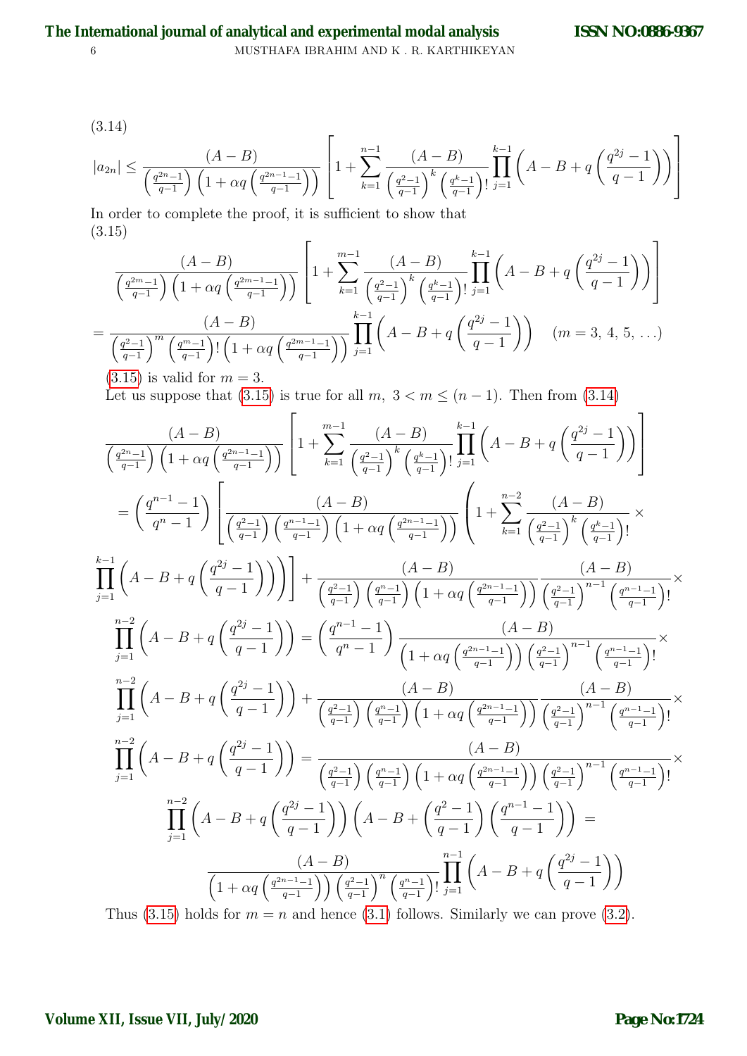(3.14)

$$|a_{2n}| \leq \frac{(A-B)}{\left(\frac{q^{2n}-1}{q-1}\right)\left(1+\alpha q\left(\frac{q^{2n-1}-1}{q-1}\right)\right)}\left[1+\sum_{k=1}^{n-1}\frac{(A-B)}{\left(\frac{q^2-1}{q-1}\right)^k\left(\frac{q^k-1}{q-1}\right)!}\prod_{j=1}^{k-1}\left(A-B+q\left(\frac{q^{2j}-1}{q-1}\right)\right)\right]$$

In order to complete the proof, it is sufficient to show that

(3.15)

$$\frac{(A-B)}{\left(\frac{q^{2m}-1}{q-1}\right)\left(1+\alpha q\left(\frac{q^{2m-1}-1}{q-1}\right)\right)}\left[1+\sum_{k=1}^{m-1}\frac{(A-B)}{\left(\frac{q^2-1}{q-1}\right)^k\left(\frac{q^k-1}{q-1}\right)!}\prod_{j=1}^{k-1}\left(A-B+q\left(\frac{q^{2j}-1}{q-1}\right)\right)\right]$$
$$=\frac{(A-B)}{\left(\frac{q^2-1}{q-1}\right)^m\left(\frac{q^m-1}{q-1}\right)!\left(1+\alpha q\left(\frac{q^{2m-1}-1}{q-1}\right)\right)}\prod_{j=1}^{k-1}\left(A-B+q\left(\frac{q^{2j}-1}{q-1}\right)\right)\quad (m=3,\,4,\,5,\,\ldots)$$

(3.15) is valid for $m=3$.

Let us suppose that (3.15) is true for all $m,\ 3<m\leq(n-1)$. Then from (3.14)

$$\frac{(A-B)}{\left(\frac{q^{2n}-1}{q-1}\right)\left(1+\alpha q\left(\frac{q^{2n-1}-1}{q-1}\right)\right)}\left[1+\sum_{k=1}^{m-1}\frac{(A-B)}{\left(\frac{q^2-1}{q-1}\right)^k\left(\frac{q^k-1}{q-1}\right)!}\prod_{j=1}^{k-1}\left(A-B+q\left(\frac{q^{2j}-1}{q-1}\right)\right)\right]$$
$$=\left(\frac{q^{n-1}-1}{q^n-1}\right)\left[\frac{(A-B)}{\left(\frac{q^2-1}{q-1}\right)\left(\frac{q^{n-1}-1}{q-1}\right)\left(1+\alpha q\left(\frac{q^{2n-1}-1}{q-1}\right)\right)}\left(1+\sum_{k=1}^{n-2}\frac{(A-B)}{\left(\frac{q^2-1}{q-1}\right)^k\left(\frac{q^k-1}{q-1}\right)!}\times\right.\right.$$
$$\left.\left.\prod_{j=1}^{k-1}\left(A-B+q\left(\frac{q^{2j}-1}{q-1}\right)\right)\right)\right]+\frac{(A-B)}{\left(\frac{q^2-1}{q-1}\right)\left(\frac{q^n-1}{q-1}\right)\left(1+\alpha q\left(\frac{q^{2n-1}-1}{q-1}\right)\right)}\frac{(A-B)}{\left(\frac{q^2-1}{q-1}\right)^{n-1}\left(\frac{q^{n-1}-1}{q-1}\right)!}\times$$
$$\prod_{j=1}^{n-2}\left(A-B+q\left(\frac{q^{2j}-1}{q-1}\right)\right)=\left(\frac{q^{n-1}-1}{q^n-1}\right)\frac{(A-B)}{\left(1+\alpha q\left(\frac{q^{2n-1}-1}{q-1}\right)\right)\left(\frac{q^2-1}{q-1}\right)^{n-1}\left(\frac{q^{n-1}-1}{q-1}\right)!}\times$$
$$\prod_{j=1}^{n-2}\left(A-B+q\left(\frac{q^{2j}-1}{q-1}\right)\right)+\frac{(A-B)}{\left(\frac{q^2-1}{q-1}\right)\left(\frac{q^n-1}{q-1}\right)\left(1+\alpha q\left(\frac{q^{2n-1}-1}{q-1}\right)\right)}\frac{(A-B)}{\left(\frac{q^2-1}{q-1}\right)^{n-1}\left(\frac{q^{n-1}-1}{q-1}\right)!}\times$$
$$\prod_{j=1}^{n-2}\left(A-B+q\left(\frac{q^{2j}-1}{q-1}\right)\right)=\frac{(A-B)}{\left(\frac{q^2-1}{q-1}\right)\left(\frac{q^n-1}{q-1}\right)\left(1+\alpha q\left(\frac{q^{2n-1}-1}{q-1}\right)\right)\left(\frac{q^2-1}{q-1}\right)^{n-1}\left(\frac{q^{n-1}-1}{q-1}\right)!}\times$$
$$\prod_{j=1}^{n-2}\left(A-B+q\left(\frac{q^{2j}-1}{q-1}\right)\right)\left(A-B+\left(\frac{q^2-1}{q-1}\right)\left(\frac{q^{n-1}-1}{q-1}\right)\right)=$$
$$\frac{(A-B)}{\left(1+\alpha q\left(\frac{q^{2n-1}-1}{q-1}\right)\right)\left(\frac{q^2-1}{q-1}\right)^n\left(\frac{q^n-1}{q-1}\right)!}\prod_{j=1}^{n-1}\left(A-B+q\left(\frac{q^{2j}-1}{q-1}\right)\right)$$

Thus (3.15) holds for $m=n$ and hence (3.1) follows. Similarly we can prove (3.2).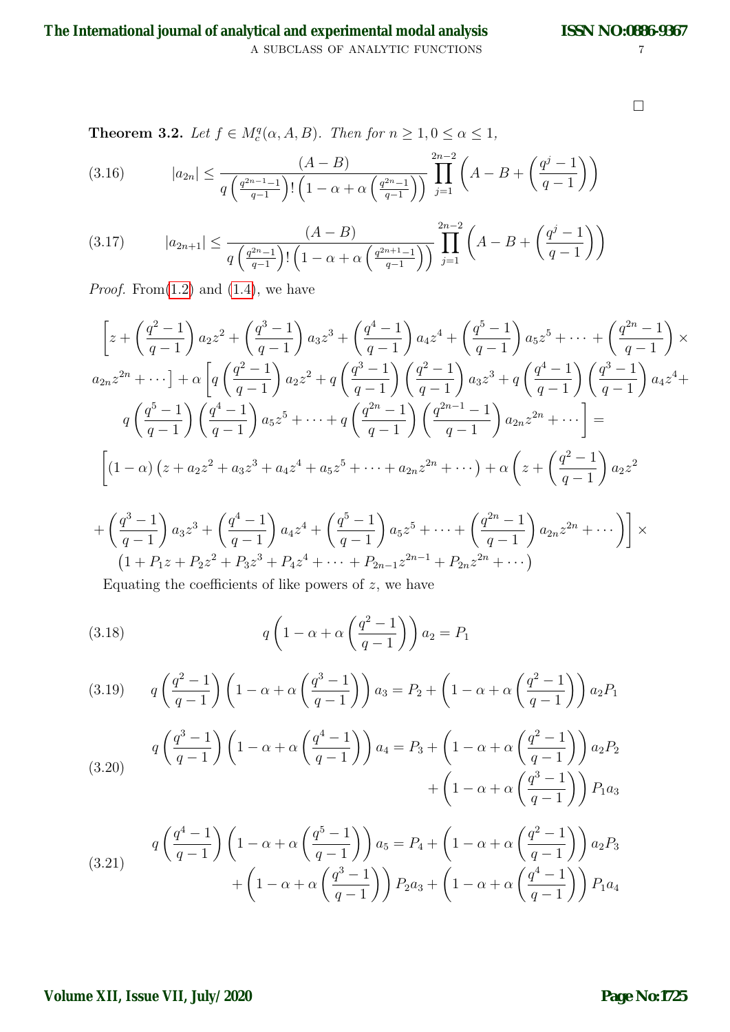□

**Theorem 3.2.** *Let $f \in M_c^q(\alpha, A, B)$. Then for $n \geq 1, 0 \leq \alpha \leq 1$,*

$$|a_{2n}| \leq \frac{(A-B)}{q\left(\frac{q^{2n-1}-1}{q-1}\right)!\left(1-\alpha+\alpha\left(\frac{q^{2n}-1}{q-1}\right)\right)} \prod_{j=1}^{2n-2}\left(A-B+\left(\frac{q^j-1}{q-1}\right)\right) \tag{3.16}$$

$$|a_{2n+1}| \leq \frac{(A-B)}{q\left(\frac{q^{2n}-1}{q-1}\right)!\left(1-\alpha+\alpha\left(\frac{q^{2n+1}-1}{q-1}\right)\right)} \prod_{j=1}^{2n-2}\left(A-B+\left(\frac{q^j-1}{q-1}\right)\right) \tag{3.17}$$

*Proof.* From(1.2) and (1.4), we have

$$\Bigg[z+\left(\frac{q^2-1}{q-1}\right)a_2z^2+\left(\frac{q^3-1}{q-1}\right)a_3z^3+\left(\frac{q^4-1}{q-1}\right)a_4z^4+\left(\frac{q^5-1}{q-1}\right)a_5z^5+\cdots+\left(\frac{q^{2n}-1}{q-1}\right)\times$$
$$a_{2n}z^{2n}+\cdots\Bigg]+\alpha\Bigg[q\left(\frac{q^2-1}{q-1}\right)a_2z^2+q\left(\frac{q^3-1}{q-1}\right)\left(\frac{q^2-1}{q-1}\right)a_3z^3+q\left(\frac{q^4-1}{q-1}\right)\left(\frac{q^3-1}{q-1}\right)a_4z^4+$$
$$q\left(\frac{q^5-1}{q-1}\right)\left(\frac{q^4-1}{q-1}\right)a_5z^5+\cdots+q\left(\frac{q^{2n}-1}{q-1}\right)\left(\frac{q^{2n-1}-1}{q-1}\right)a_{2n}z^{2n}+\cdots\Bigg]=$$
$$\Bigg[(1-\alpha)\left(z+a_2z^2+a_3z^3+a_4z^4+a_5z^5+\cdots+a_{2n}z^{2n}+\cdots\right)+\alpha\Bigg(z+\left(\frac{q^2-1}{q-1}\right)a_2z^2$$
$$+\left(\frac{q^3-1}{q-1}\right)a_3z^3+\left(\frac{q^4-1}{q-1}\right)a_4z^4+\left(\frac{q^5-1}{q-1}\right)a_5z^5+\cdots+\left(\frac{q^{2n}-1}{q-1}\right)a_{2n}z^{2n}+\cdots\Bigg)\Bigg]\times$$
$$\left(1+P_1z+P_2z^2+P_3z^3+P_4z^4+\cdots+P_{2n-1}z^{2n-1}+P_{2n}z^{2n}+\cdots\right)$$

Equating the coefficients of like powers of $z$, we have

$$q\left(1-\alpha+\alpha\left(\frac{q^2-1}{q-1}\right)\right)a_2=P_1 \tag{3.18}$$

$$q\left(\frac{q^2-1}{q-1}\right)\left(1-\alpha+\alpha\left(\frac{q^3-1}{q-1}\right)\right)a_3=P_2+\left(1-\alpha+\alpha\left(\frac{q^2-1}{q-1}\right)\right)a_2P_1 \tag{3.19}$$

$$\begin{aligned}q\left(\frac{q^3-1}{q-1}\right)\left(1-\alpha+\alpha\left(\frac{q^4-1}{q-1}\right)\right)a_4=P_3&+\left(1-\alpha+\alpha\left(\frac{q^2-1}{q-1}\right)\right)a_2P_2\\&+\left(1-\alpha+\alpha\left(\frac{q^3-1}{q-1}\right)\right)P_1a_3\end{aligned} \tag{3.20}$$

$$\begin{aligned}q\left(\frac{q^4-1}{q-1}\right)\left(1-\alpha+\alpha\left(\frac{q^5-1}{q-1}\right)\right)a_5=P_4+\left(1-\alpha+\alpha\left(\frac{q^2-1}{q-1}\right)\right)a_2P_3\\+\left(1-\alpha+\alpha\left(\frac{q^3-1}{q-1}\right)\right)P_2a_3+\left(1-\alpha+\alpha\left(\frac{q^4-1}{q-1}\right)\right)P_1a_4\end{aligned} \tag{3.21}$$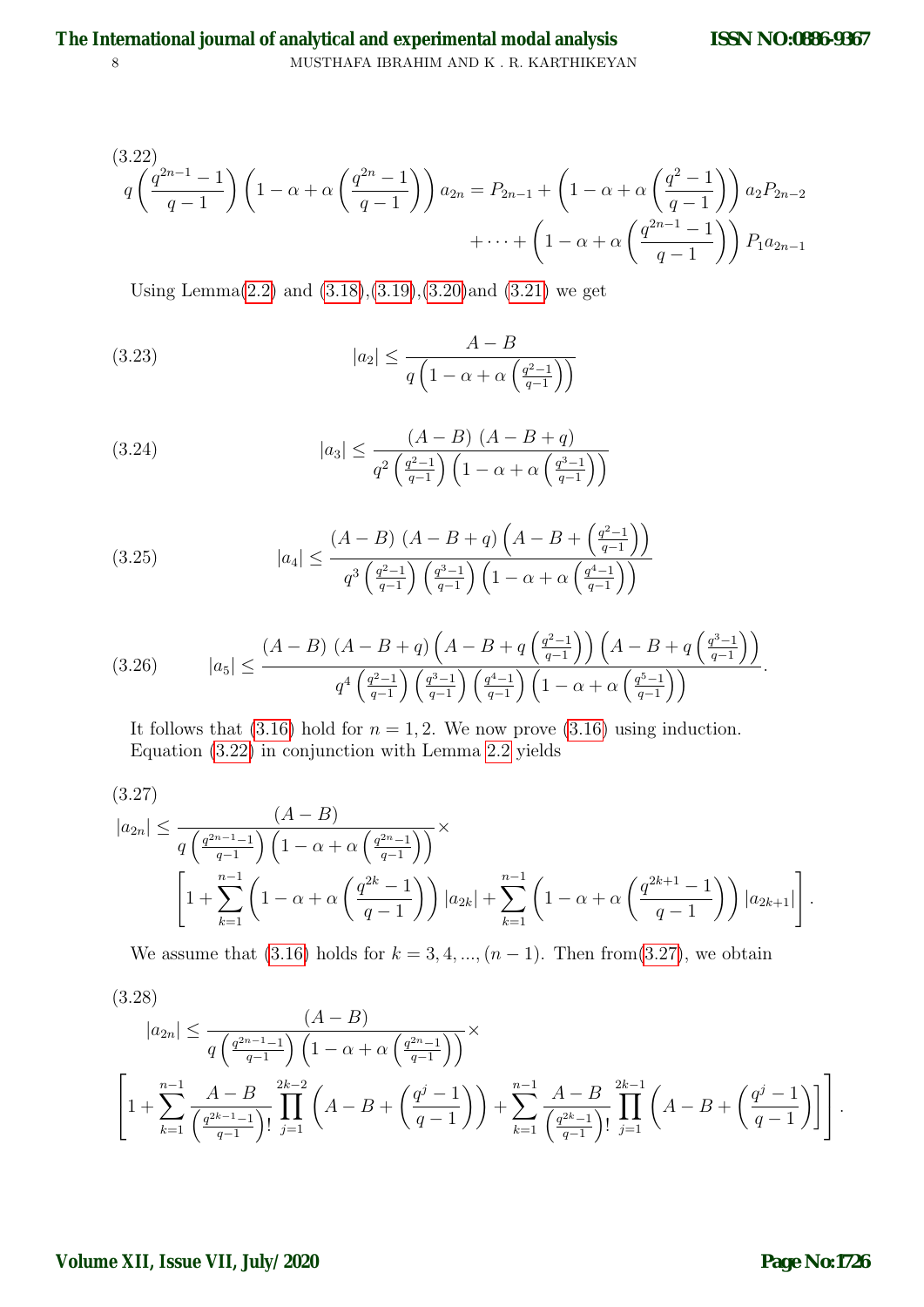(3.22)
$$q\left(\frac{q^{2n-1}-1}{q-1}\right)\left(1-\alpha+\alpha\left(\frac{q^{2n}-1}{q-1}\right)\right)a_{2n}=P_{2n-1}+\left(1-\alpha+\alpha\left(\frac{q^{2}-1}{q-1}\right)\right)a_2P_{2n-2}$$
$$+\cdots+\left(1-\alpha+\alpha\left(\frac{q^{2n-1}-1}{q-1}\right)\right)P_1a_{2n-1}$$

Using Lemma(2.2) and (3.18),(3.19),(3.20)and (3.21) we get

$$|a_2|\leq\frac{A-B}{q\left(1-\alpha+\alpha\left(\frac{q^2-1}{q-1}\right)\right)}\tag{3.23}$$

$$|a_3|\leq\frac{(A-B)\,(A-B+q)}{q^2\left(\frac{q^2-1}{q-1}\right)\left(1-\alpha+\alpha\left(\frac{q^3-1}{q-1}\right)\right)}\tag{3.24}$$

$$|a_4|\leq\frac{(A-B)\,(A-B+q)\left(A-B+\left(\frac{q^2-1}{q-1}\right)\right)}{q^3\left(\frac{q^2-1}{q-1}\right)\left(\frac{q^3-1}{q-1}\right)\left(1-\alpha+\alpha\left(\frac{q^4-1}{q-1}\right)\right)}\tag{3.25}$$

$$|a_5|\leq\frac{(A-B)\,(A-B+q)\left(A-B+q\left(\frac{q^2-1}{q-1}\right)\right)\left(A-B+q\left(\frac{q^3-1}{q-1}\right)\right)}{q^4\left(\frac{q^2-1}{q-1}\right)\left(\frac{q^3-1}{q-1}\right)\left(\frac{q^4-1}{q-1}\right)\left(1-\alpha+\alpha\left(\frac{q^5-1}{q-1}\right)\right)}.\tag{3.26}$$

It follows that (3.16) hold for $n=1,2$. We now prove (3.16) using induction. Equation (3.22) in conjunction with Lemma 2.2 yields

(3.27)
$$|a_{2n}|\leq\frac{(A-B)}{q\left(\frac{q^{2n-1}-1}{q-1}\right)\left(1-\alpha+\alpha\left(\frac{q^{2n}-1}{q-1}\right)\right)}\times$$
$$\left[1+\sum_{k=1}^{n-1}\left(1-\alpha+\alpha\left(\frac{q^{2k}-1}{q-1}\right)\right)|a_{2k}|+\sum_{k=1}^{n-1}\left(1-\alpha+\alpha\left(\frac{q^{2k+1}-1}{q-1}\right)\right)|a_{2k+1}|\right].$$

We assume that (3.16) holds for $k=3,4,...,(n-1)$. Then from(3.27), we obtain

(3.28)
$$|a_{2n}|\leq\frac{(A-B)}{q\left(\frac{q^{2n-1}-1}{q-1}\right)\left(1-\alpha+\alpha\left(\frac{q^{2n}-1}{q-1}\right)\right)}\times$$
$$\left[1+\sum_{k=1}^{n-1}\frac{A-B}{\left(\frac{q^{2k-1}-1}{q-1}\right)!}\prod_{j=1}^{2k-2}\left(A-B+\left(\frac{q^j-1}{q-1}\right)\right)+\sum_{k=1}^{n-1}\frac{A-B}{\left(\frac{q^{2k}-1}{q-1}\right)!}\prod_{j=1}^{2k-1}\left(A-B+\left(\frac{q^j-1}{q-1}\right)\right]\right].$$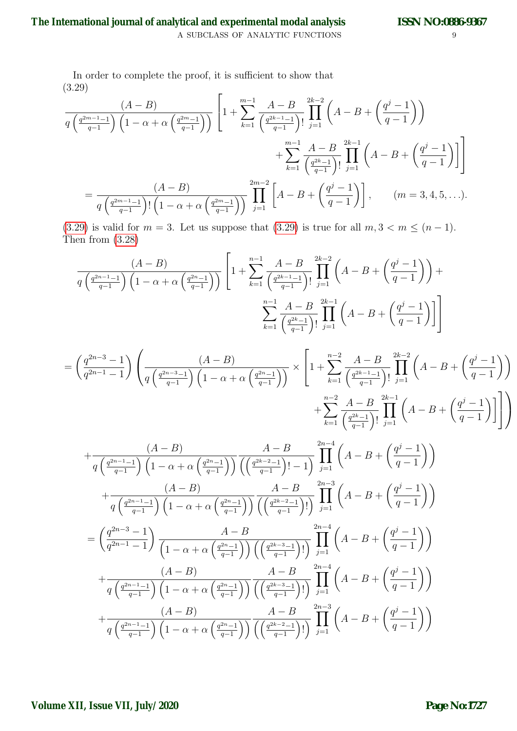In order to complete the proof, it is sufficient to show that

(3.29)

$$\frac{(A-B)}{q\left(\frac{q^{2m-1}-1}{q-1}\right)\left(1-\alpha+\alpha\left(\frac{q^{2m}-1}{q-1}\right)\right)}\left[1+\sum_{k=1}^{m-1}\frac{A-B}{\left(\frac{q^{2k-1}-1}{q-1}\right)!}\prod_{j=1}^{2k-2}\left(A-B+\left(\frac{q^j-1}{q-1}\right)\right)\right.$$
$$\left.+\sum_{k=1}^{m-1}\frac{A-B}{\left(\frac{q^{2k}-1}{q-1}\right)!}\prod_{j=1}^{2k-1}\left(A-B+\left(\frac{q^j-1}{q-1}\right)\right]\right]$$
$$=\frac{(A-B)}{q\left(\frac{q^{2m-1}-1}{q-1}\right)!\left(1-\alpha+\alpha\left(\frac{q^{2m}-1}{q-1}\right)\right)}\prod_{j=1}^{2m-2}\left[A-B+\left(\frac{q^j-1}{q-1}\right)\right],\qquad (m=3,4,5,\ldots).$$

(3.29) is valid for $m=3$. Let us suppose that (3.29) is true for all $m, 3<m\leq(n-1)$. Then from (3.28)

$$\frac{(A-B)}{q\left(\frac{q^{2n-1}-1}{q-1}\right)\left(1-\alpha+\alpha\left(\frac{q^{2n}-1}{q-1}\right)\right)}\left[1+\sum_{k=1}^{n-1}\frac{A-B}{\left(\frac{q^{2k-1}-1}{q-1}\right)!}\prod_{j=1}^{2k-2}\left(A-B+\left(\frac{q^j-1}{q-1}\right)\right)+\right.$$
$$\left.\sum_{k=1}^{n-1}\frac{A-B}{\left(\frac{q^{2k}-1}{q-1}\right)!}\prod_{j=1}^{2k-1}\left(A-B+\left(\frac{q^j-1}{q-1}\right)\right]\right]$$

$$=\left(\frac{q^{2n-3}-1}{q^{2n-1}-1}\right)\left(\frac{(A-B)}{q\left(\frac{q^{2n-3}-1}{q-1}\right)\left(1-\alpha+\alpha\left(\frac{q^{2n}-1}{q-1}\right)\right)}\times\left[1+\sum_{k=1}^{n-2}\frac{A-B}{\left(\frac{q^{2k-1}-1}{q-1}\right)!}\prod_{j=1}^{2k-2}\left(A-B+\left(\frac{q^j-1}{q-1}\right)\right)\right.\right.$$
$$\left.\left.+\sum_{k=1}^{n-2}\frac{A-B}{\left(\frac{q^{2k}-1}{q-1}\right)!}\prod_{j=1}^{2k-1}\left(A-B+\left(\frac{q^j-1}{q-1}\right)\right]\right]\right)$$

$$+\frac{(A-B)}{q\left(\frac{q^{2n-1}-1}{q-1}\right)\left(1-\alpha+\alpha\left(\frac{q^{2n}-1}{q-1}\right)\right)}\frac{A-B}{\left(\left(\frac{q^{2k-2}-1}{q-1}\right)!-1\right)}\prod_{j=1}^{2n-4}\left(A-B+\left(\frac{q^j-1}{q-1}\right)\right)$$
$$+\frac{(A-B)}{q\left(\frac{q^{2n-1}-1}{q-1}\right)\left(1-\alpha+\alpha\left(\frac{q^{2n}-1}{q-1}\right)\right)}\frac{A-B}{\left(\left(\frac{q^{2k-2}-1}{q-1}\right)!\right)}\prod_{j=1}^{2n-3}\left(A-B+\left(\frac{q^j-1}{q-1}\right)\right)$$
$$=\left(\frac{q^{2n-3}-1}{q^{2n-1}-1}\right)\frac{A-B}{\left(1-\alpha+\alpha\left(\frac{q^{2n}-1}{q-1}\right)\right)\left(\left(\frac{q^{2k-3}-1}{q-1}\right)!\right)}\prod_{j=1}^{2n-4}\left(A-B+\left(\frac{q^j-1}{q-1}\right)\right)$$
$$+\frac{(A-B)}{q\left(\frac{q^{2n-1}-1}{q-1}\right)\left(1-\alpha+\alpha\left(\frac{q^{2n}-1}{q-1}\right)\right)}\frac{A-B}{\left(\left(\frac{q^{2k-3}-1}{q-1}\right)!\right)}\prod_{j=1}^{2n-4}\left(A-B+\left(\frac{q^j-1}{q-1}\right)\right)$$
$$+\frac{(A-B)}{q\left(\frac{q^{2n-1}-1}{q-1}\right)\left(1-\alpha+\alpha\left(\frac{q^{2n}-1}{q-1}\right)\right)}\frac{A-B}{\left(\left(\frac{q^{2k-2}-1}{q-1}\right)!\right)}\prod_{j=1}^{2n-3}\left(A-B+\left(\frac{q^j-1}{q-1}\right)\right)$$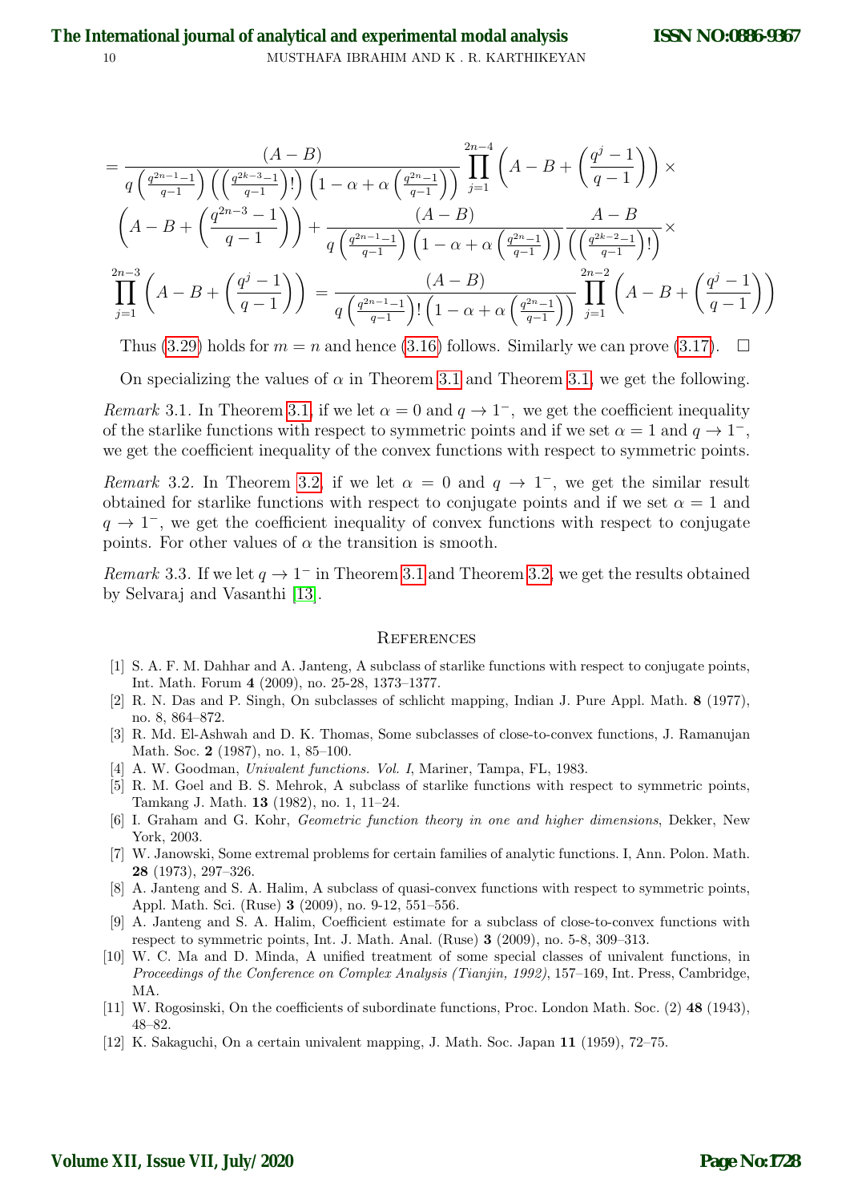$$
= \frac{(A-B)}{q\left(\frac{q^{2n-1}-1}{q-1}\right)\left(\left(\frac{q^{2k-3}-1}{q-1}\right)!\right)\left(1-\alpha+\alpha\left(\frac{q^{2n}-1}{q-1}\right)\right)} \prod_{j=1}^{2n-4}\left(A-B+\left(\frac{q^j-1}{q-1}\right)\right) \times
$$

$$
\left(A-B+\left(\frac{q^{2n-3}-1}{q-1}\right)\right) + \frac{(A-B)}{q\left(\frac{q^{2n-1}-1}{q-1}\right)\left(1-\alpha+\alpha\left(\frac{q^{2n}-1}{q-1}\right)\right)} \frac{A-B}{\left(\left(\frac{q^{2k-2}-1}{q-1}\right)!\right)} \times
$$

$$
\prod_{j=1}^{2n-3}\left(A-B+\left(\frac{q^j-1}{q-1}\right)\right) = \frac{(A-B)}{q\left(\frac{q^{2n-1}-1}{q-1}\right)!\left(1-\alpha+\alpha\left(\frac{q^{2n}-1}{q-1}\right)\right)} \prod_{j=1}^{2n-2}\left(A-B+\left(\frac{q^j-1}{q-1}\right)\right)
$$

Thus (3.29) holds for $m = n$ and hence (3.16) follows. Similarly we can prove (3.17). $\square$

On specializing the values of $\alpha$ in Theorem 3.1 and Theorem 3.1, we get the following.

*Remark* 3.1. In Theorem 3.1, if we let $\alpha = 0$ and $q \to 1^-$, we get the coefficient inequality of the starlike functions with respect to symmetric points and if we set $\alpha = 1$ and $q \to 1^-$, we get the coefficient inequality of the convex functions with respect to symmetric points.

*Remark* 3.2. In Theorem 3.2, if we let $\alpha = 0$ and $q \to 1^-$, we get the similar result obtained for starlike functions with respect to conjugate points and if we set $\alpha = 1$ and $q \to 1^-$, we get the coefficient inequality of convex functions with respect to conjugate points. For other values of $\alpha$ the transition is smooth.

*Remark* 3.3. If we let $q \to 1^-$ in Theorem 3.1 and Theorem 3.2, we get the results obtained by Selvaraj and Vasanthi [13].

## References

[1] S. A. F. M. Dahhar and A. Janteng, A subclass of starlike functions with respect to conjugate points, Int. Math. Forum **4** (2009), no. 25-28, 1373–1377.

[2] R. N. Das and P. Singh, On subclasses of schlicht mapping, Indian J. Pure Appl. Math. **8** (1977), no. 8, 864–872.

[3] R. Md. El-Ashwah and D. K. Thomas, Some subclasses of close-to-convex functions, J. Ramanujan Math. Soc. **2** (1987), no. 1, 85–100.

[4] A. W. Goodman, *Univalent functions. Vol. I*, Mariner, Tampa, FL, 1983.

[5] R. M. Goel and B. S. Mehrok, A subclass of starlike functions with respect to symmetric points, Tamkang J. Math. **13** (1982), no. 1, 11–24.

[6] I. Graham and G. Kohr, *Geometric function theory in one and higher dimensions*, Dekker, New York, 2003.

[7] W. Janowski, Some extremal problems for certain families of analytic functions. I, Ann. Polon. Math. **28** (1973), 297–326.

[8] A. Janteng and S. A. Halim, A subclass of quasi-convex functions with respect to symmetric points, Appl. Math. Sci. (Ruse) **3** (2009), no. 9-12, 551–556.

[9] A. Janteng and S. A. Halim, Coefficient estimate for a subclass of close-to-convex functions with respect to symmetric points, Int. J. Math. Anal. (Ruse) **3** (2009), no. 5-8, 309–313.

[10] W. C. Ma and D. Minda, A unified treatment of some special classes of univalent functions, in *Proceedings of the Conference on Complex Analysis (Tianjin, 1992)*, 157–169, Int. Press, Cambridge, MA.

[11] W. Rogosinski, On the coefficients of subordinate functions, Proc. London Math. Soc. (2) **48** (1943), 48–82.

[12] K. Sakaguchi, On a certain univalent mapping, J. Math. Soc. Japan **11** (1959), 72–75.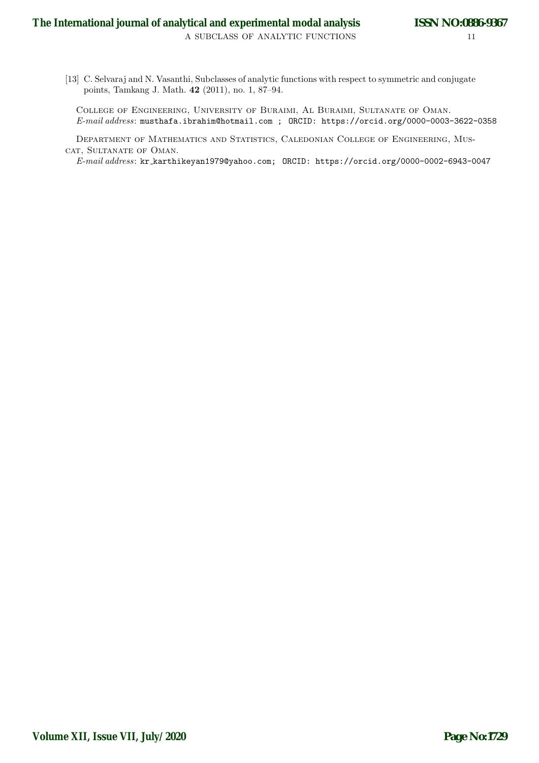[13] C. Selvaraj and N. Vasanthi, Subclasses of analytic functions with respect to symmetric and conjugate points, Tamkang J. Math. **42** (2011), no. 1, 87–94.

College of Engineering, University of Buraimi, Al Buraimi, Sultanate of Oman.
*E-mail address*: musthafa.ibrahim@hotmail.com ; ORCID: https://orcid.org/0000-0003-3622-0358

Department of Mathematics and Statistics, Caledonian College of Engineering, Muscat, Sultanate of Oman.
*E-mail address*: kr_karthikeyan1979@yahoo.com; ORCID: https://orcid.org/0000-0002-6943-0047